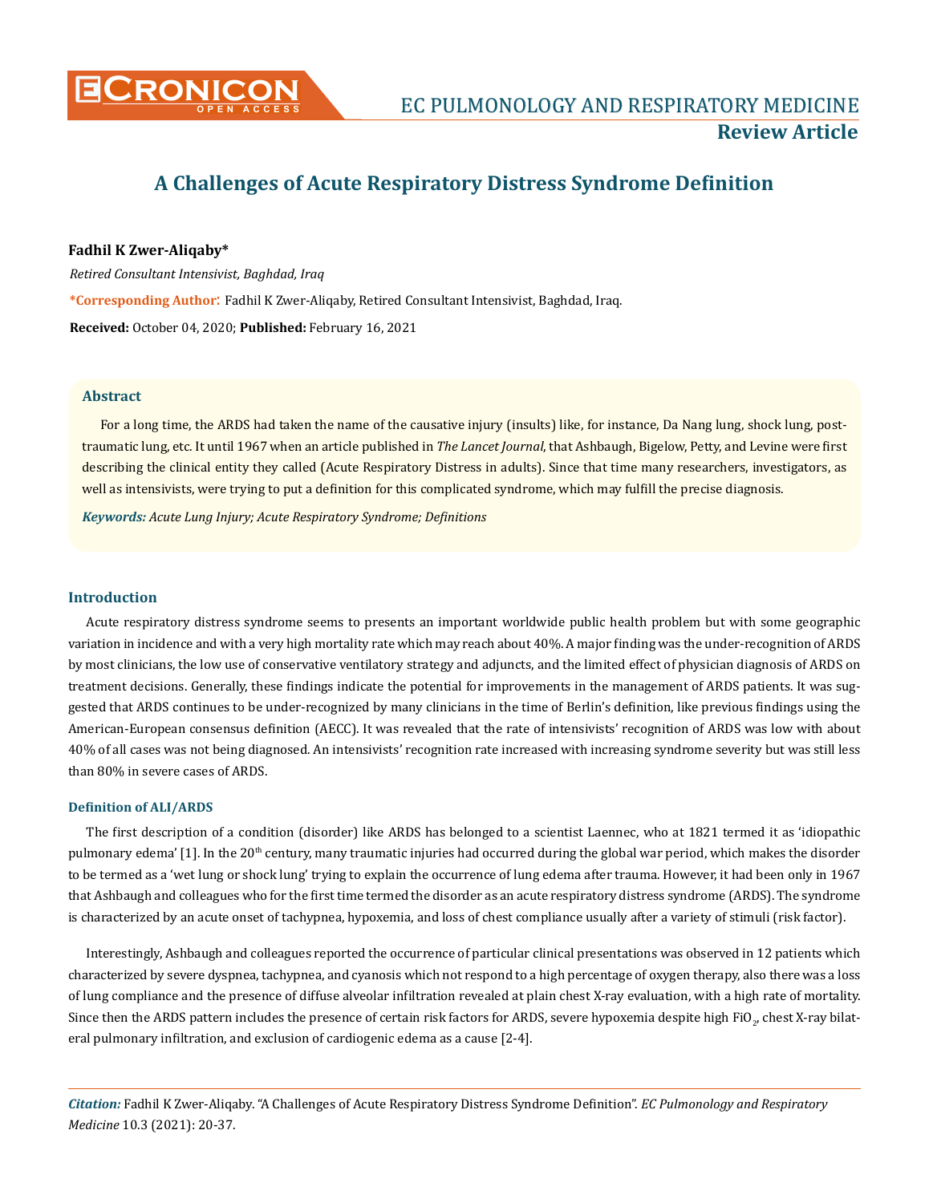# A Challenges of Acute Respiratory Distress Syndrome Definition

**Fadhil K Zwer-Aliqaby***

*Retired Consultant Intensivist, Baghdad, Iraq*

***Corresponding Author**: Fadhil K Zwer-Aliqaby, Retired Consultant Intensivist, Baghdad, Iraq.

**Received:** October 04, 2020; **Published:** February 16, 2021

## Abstract

For a long time, the ARDS had taken the name of the causative injury (insults) like, for instance, Da Nang lung, shock lung, post-traumatic lung, etc. It until 1967 when an article published in *The Lancet Journal*, that Ashbaugh, Bigelow, Petty, and Levine were first describing the clinical entity they called (Acute Respiratory Distress in adults). Since that time many researchers, investigators, as well as intensivists, were trying to put a definition for this complicated syndrome, which may fulfill the precise diagnosis.

***Keywords:*** *Acute Lung Injury; Acute Respiratory Syndrome; Definitions*

## Introduction

Acute respiratory distress syndrome seems to presents an important worldwide public health problem but with some geographic variation in incidence and with a very high mortality rate which may reach about 40%. A major finding was the under-recognition of ARDS by most clinicians, the low use of conservative ventilatory strategy and adjuncts, and the limited effect of physician diagnosis of ARDS on treatment decisions. Generally, these findings indicate the potential for improvements in the management of ARDS patients. It was suggested that ARDS continues to be under-recognized by many clinicians in the time of Berlin's definition, like previous findings using the American-European consensus definition (AECC). It was revealed that the rate of intensivists' recognition of ARDS was low with about 40% of all cases was not being diagnosed. An intensivists' recognition rate increased with increasing syndrome severity but was still less than 80% in severe cases of ARDS.

### Definition of ALI/ARDS

The first description of a condition (disorder) like ARDS has belonged to a scientist Laennec, who at 1821 termed it as 'idiopathic pulmonary edema' [1]. In the 20th century, many traumatic injuries had occurred during the global war period, which makes the disorder to be termed as a 'wet lung or shock lung' trying to explain the occurrence of lung edema after trauma. However, it had been only in 1967 that Ashbaugh and colleagues who for the first time termed the disorder as an acute respiratory distress syndrome (ARDS). The syndrome is characterized by an acute onset of tachypnea, hypoxemia, and loss of chest compliance usually after a variety of stimuli (risk factor).

Interestingly, Ashbaugh and colleagues reported the occurrence of particular clinical presentations was observed in 12 patients which characterized by severe dyspnea, tachypnea, and cyanosis which not respond to a high percentage of oxygen therapy, also there was a loss of lung compliance and the presence of diffuse alveolar infiltration revealed at plain chest X-ray evaluation, with a high rate of mortality. Since then the ARDS pattern includes the presence of certain risk factors for ARDS, severe hypoxemia despite high $FiO_2$, chest X-ray bilateral pulmonary infiltration, and exclusion of cardiogenic edema as a cause [2-4].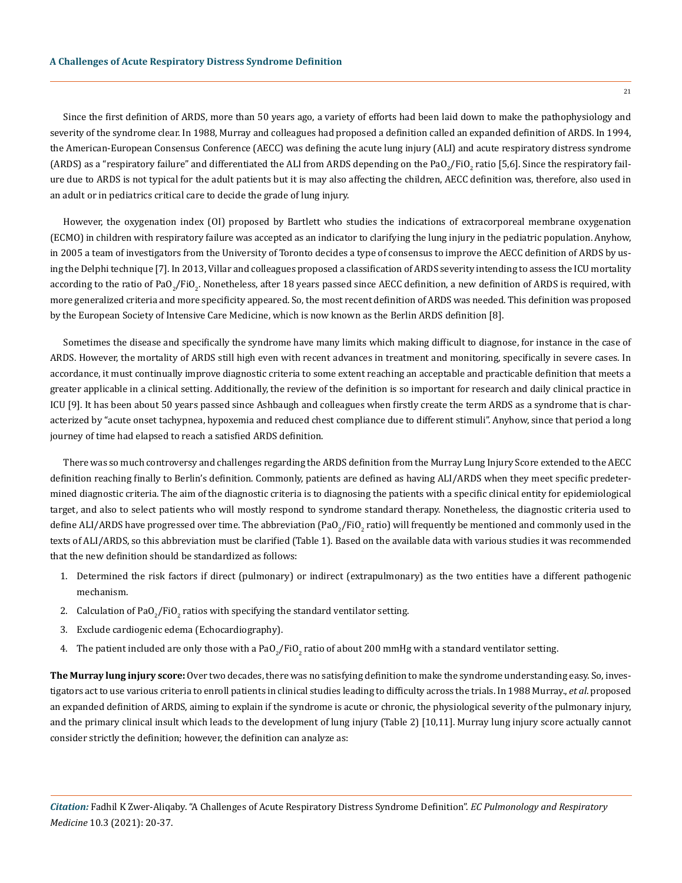Since the first definition of ARDS, more than 50 years ago, a variety of efforts had been laid down to make the pathophysiology and severity of the syndrome clear. In 1988, Murray and colleagues had proposed a definition called an expanded definition of ARDS. In 1994, the American-European Consensus Conference (AECC) was defining the acute lung injury (ALI) and acute respiratory distress syndrome (ARDS) as a "respiratory failure" and differentiated the ALI from ARDS depending on the $PaO_2/FiO_2$ ratio [5,6]. Since the respiratory failure due to ARDS is not typical for the adult patients but it is may also affecting the children, AECC definition was, therefore, also used in an adult or in pediatrics critical care to decide the grade of lung injury.

However, the oxygenation index (OI) proposed by Bartlett who studies the indications of extracorporeal membrane oxygenation (ECMO) in children with respiratory failure was accepted as an indicator to clarifying the lung injury in the pediatric population. Anyhow, in 2005 a team of investigators from the University of Toronto decides a type of consensus to improve the AECC definition of ARDS by using the Delphi technique [7]. In 2013, Villar and colleagues proposed a classification of ARDS severity intending to assess the ICU mortality according to the ratio of $PaO_2/FiO_2$. Nonetheless, after 18 years passed since AECC definition, a new definition of ARDS is required, with more generalized criteria and more specificity appeared. So, the most recent definition of ARDS was needed. This definition was proposed by the European Society of Intensive Care Medicine, which is now known as the Berlin ARDS definition [8].

Sometimes the disease and specifically the syndrome have many limits which making difficult to diagnose, for instance in the case of ARDS. However, the mortality of ARDS still high even with recent advances in treatment and monitoring, specifically in severe cases. In accordance, it must continually improve diagnostic criteria to some extent reaching an acceptable and practicable definition that meets a greater applicable in a clinical setting. Additionally, the review of the definition is so important for research and daily clinical practice in ICU [9]. It has been about 50 years passed since Ashbaugh and colleagues when firstly create the term ARDS as a syndrome that is characterized by "acute onset tachypnea, hypoxemia and reduced chest compliance due to different stimuli". Anyhow, since that period a long journey of time had elapsed to reach a satisfied ARDS definition.

There was so much controversy and challenges regarding the ARDS definition from the Murray Lung Injury Score extended to the AECC definition reaching finally to Berlin's definition. Commonly, patients are defined as having ALI/ARDS when they meet specific predetermined diagnostic criteria. The aim of the diagnostic criteria is to diagnosing the patients with a specific clinical entity for epidemiological target, and also to select patients who will mostly respond to syndrome standard therapy. Nonetheless, the diagnostic criteria used to define ALI/ARDS have progressed over time. The abbreviation ($PaO_2/FiO_2$ ratio) will frequently be mentioned and commonly used in the texts of ALI/ARDS, so this abbreviation must be clarified (Table 1). Based on the available data with various studies it was recommended that the new definition should be standardized as follows:

1. Determined the risk factors if direct (pulmonary) or indirect (extrapulmonary) as the two entities have a different pathogenic mechanism.
2. Calculation of $PaO_2/FiO_2$ ratios with specifying the standard ventilator setting.
3. Exclude cardiogenic edema (Echocardiography).
4. The patient included are only those with a $PaO_2/FiO_2$ ratio of about 200 mmHg with a standard ventilator setting.

**The Murray lung injury score:** Over two decades, there was no satisfying definition to make the syndrome understanding easy. So, investigators act to use various criteria to enroll patients in clinical studies leading to difficulty across the trials. In 1988 Murray., *et al.* proposed an expanded definition of ARDS, aiming to explain if the syndrome is acute or chronic, the physiological severity of the pulmonary injury, and the primary clinical insult which leads to the development of lung injury (Table 2) [10,11]. Murray lung injury score actually cannot consider strictly the definition; however, the definition can analyze as: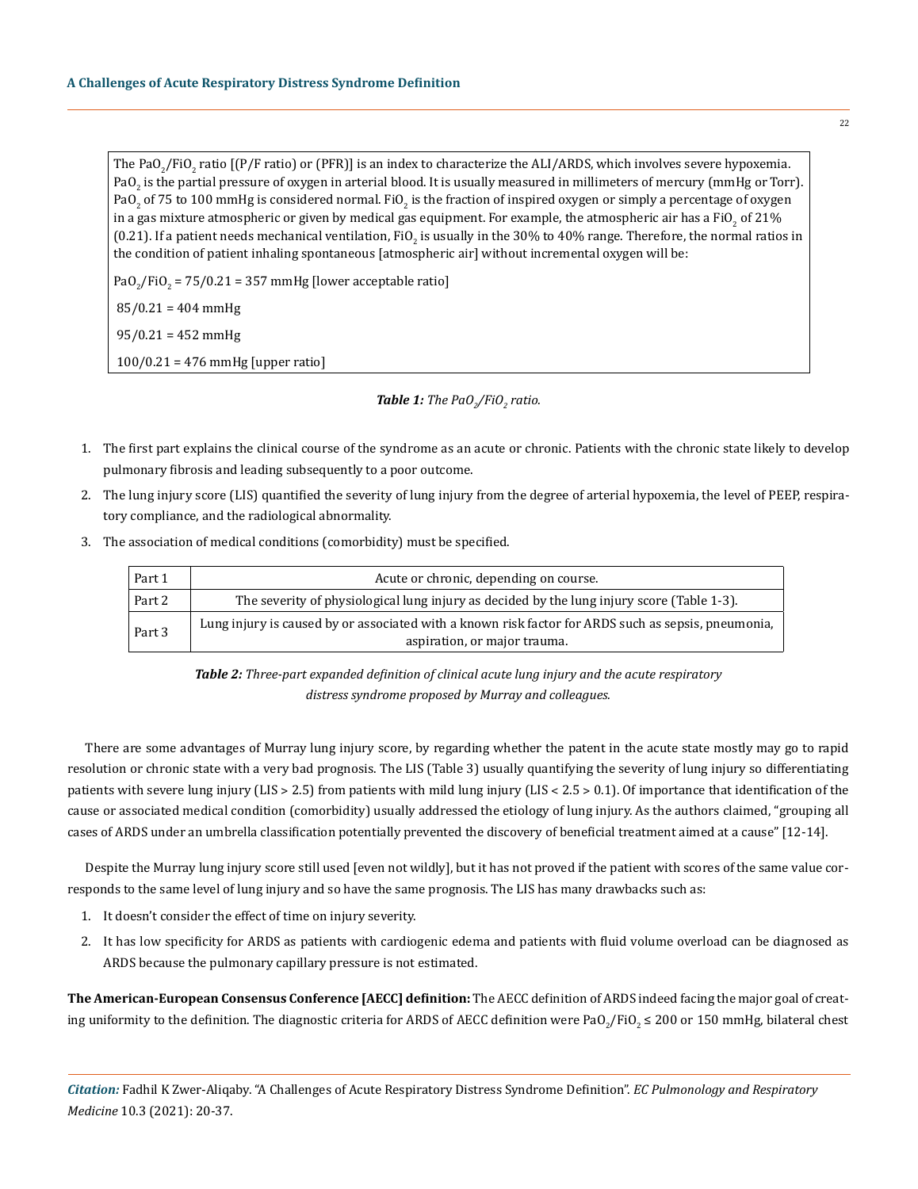The $PaO_2/FiO_2$ ratio [(P/F ratio) or (PFR)] is an index to characterize the ALI/ARDS, which involves severe hypoxemia. $PaO_2$ is the partial pressure of oxygen in arterial blood. It is usually measured in millimeters of mercury (mmHg or Torr). $PaO_2$ of 75 to 100 mmHg is considered normal. $FiO_2$ is the fraction of inspired oxygen or simply a percentage of oxygen in a gas mixture atmospheric or given by medical gas equipment. For example, the atmospheric air has a $FiO_2$ of 21% (0.21). If a patient needs mechanical ventilation, $FiO_2$ is usually in the 30% to 40% range. Therefore, the normal ratios in the condition of patient inhaling spontaneous [atmospheric air] without incremental oxygen will be:

$PaO_2/FiO_2$ = 75/0.21 = 357 mmHg [lower acceptable ratio]

85/0.21 = 404 mmHg

95/0.21 = 452 mmHg

100/0.21 = 476 mmHg [upper ratio]

***Table 1:** The $PaO_2/FiO_2$ ratio.*

1. The first part explains the clinical course of the syndrome as an acute or chronic. Patients with the chronic state likely to develop pulmonary fibrosis and leading subsequently to a poor outcome.
2. The lung injury score (LIS) quantified the severity of lung injury from the degree of arterial hypoxemia, the level of PEEP, respiratory compliance, and the radiological abnormality.
3. The association of medical conditions (comorbidity) must be specified.

| | |
|---|---|
| Part 1 | Acute or chronic, depending on course. |
| Part 2 | The severity of physiological lung injury as decided by the lung injury score (Table 1-3). |
| Part 3 | Lung injury is caused by or associated with a known risk factor for ARDS such as sepsis, pneumonia, aspiration, or major trauma. |

***Table 2:** Three-part expanded definition of clinical acute lung injury and the acute respiratory distress syndrome proposed by Murray and colleagues.*

There are some advantages of Murray lung injury score, by regarding whether the patent in the acute state mostly may go to rapid resolution or chronic state with a very bad prognosis. The LIS (Table 3) usually quantifying the severity of lung injury so differentiating patients with severe lung injury (LIS > 2.5) from patients with mild lung injury (LIS < 2.5 > 0.1). Of importance that identification of the cause or associated medical condition (comorbidity) usually addressed the etiology of lung injury. As the authors claimed, "grouping all cases of ARDS under an umbrella classification potentially prevented the discovery of beneficial treatment aimed at a cause" [12-14].

Despite the Murray lung injury score still used [even not wildly], but it has not proved if the patient with scores of the same value corresponds to the same level of lung injury and so have the same prognosis. The LIS has many drawbacks such as:

1. It doesn't consider the effect of time on injury severity.
2. It has low specificity for ARDS as patients with cardiogenic edema and patients with fluid volume overload can be diagnosed as ARDS because the pulmonary capillary pressure is not estimated.

**The American-European Consensus Conference [AECC] definition:** The AECC definition of ARDS indeed facing the major goal of creating uniformity to the definition. The diagnostic criteria for ARDS of AECC definition were $PaO_2/FiO_2 \leq 200$ or 150 mmHg, bilateral chest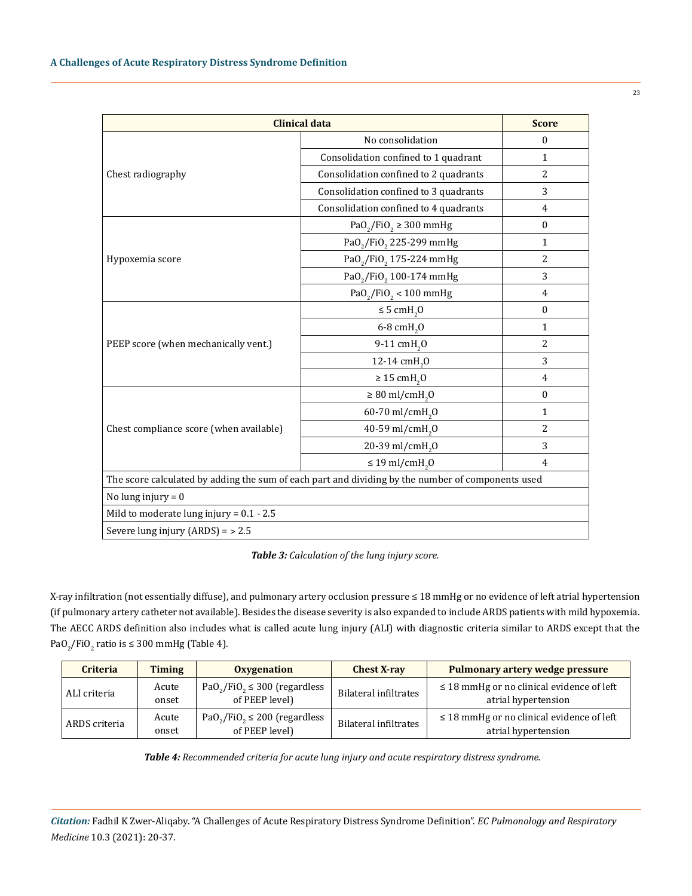| Clinical data | | Score |
|---|---|---|
| Chest radiography | No consolidation | 0 |
| | Consolidation confined to 1 quadrant | 1 |
| | Consolidation confined to 2 quadrants | 2 |
| | Consolidation confined to 3 quadrants | 3 |
| | Consolidation confined to 4 quadrants | 4 |
| Hypoxemia score | $PaO_2/FiO_2 \geq 300$ mmHg | 0 |
| | $PaO_2/FiO_2$ 225-299 mmHg | 1 |
| | $PaO_2/FiO_2$ 175-224 mmHg | 2 |
| | $PaO_2/FiO_2$ 100-174 mmHg | 3 |
| | $PaO_2/FiO_2 < 100$ mmHg | 4 |
| PEEP score (when mechanically vent.) | $\leq 5$ $cmH_2O$ | 0 |
| | 6-8 $cmH_2O$ | 1 |
| | 9-11 $cmH_2O$ | 2 |
| | 12-14 $cmH_2O$ | 3 |
| | $\geq 15$ $cmH_2O$ | 4 |
| Chest compliance score (when available) | $\geq 80$ $ml/cmH_2O$ | 0 |
| | 60-70 $ml/cmH_2O$ | 1 |
| | 40-59 $ml/cmH_2O$ | 2 |
| | 20-39 $ml/cmH_2O$ | 3 |
| | $\leq 19$ $ml/cmH_2O$ | 4 |
| The score calculated by adding the sum of each part and dividing by the number of components used | | |
| No lung injury = 0 | | |
| Mild to moderate lung injury = 0.1 - 2.5 | | |
| Severe lung injury (ARDS) = > 2.5 | | |

***Table 3:*** *Calculation of the lung injury score.*

X-ray infiltration (not essentially diffuse), and pulmonary artery occlusion pressure ≤ 18 mmHg or no evidence of left atrial hypertension (if pulmonary artery catheter not available). Besides the disease severity is also expanded to include ARDS patients with mild hypoxemia. The AECC ARDS definition also includes what is called acute lung injury (ALI) with diagnostic criteria similar to ARDS except that the $PaO_2/FiO_2$ ratio is ≤ 300 mmHg (Table 4).

| Criteria | Timing | Oxygenation | Chest X-ray | Pulmonary artery wedge pressure |
|---|---|---|---|---|
| ALI criteria | Acute onset | $PaO_2/FiO_2 \leq 300$ (regardless of PEEP level) | Bilateral infiltrates | ≤ 18 mmHg or no clinical evidence of left atrial hypertension |
| ARDS criteria | Acute onset | $PaO_2/FiO_2 \leq 200$ (regardless of PEEP level) | Bilateral infiltrates | ≤ 18 mmHg or no clinical evidence of left atrial hypertension |

***Table 4:*** *Recommended criteria for acute lung injury and acute respiratory distress syndrome.*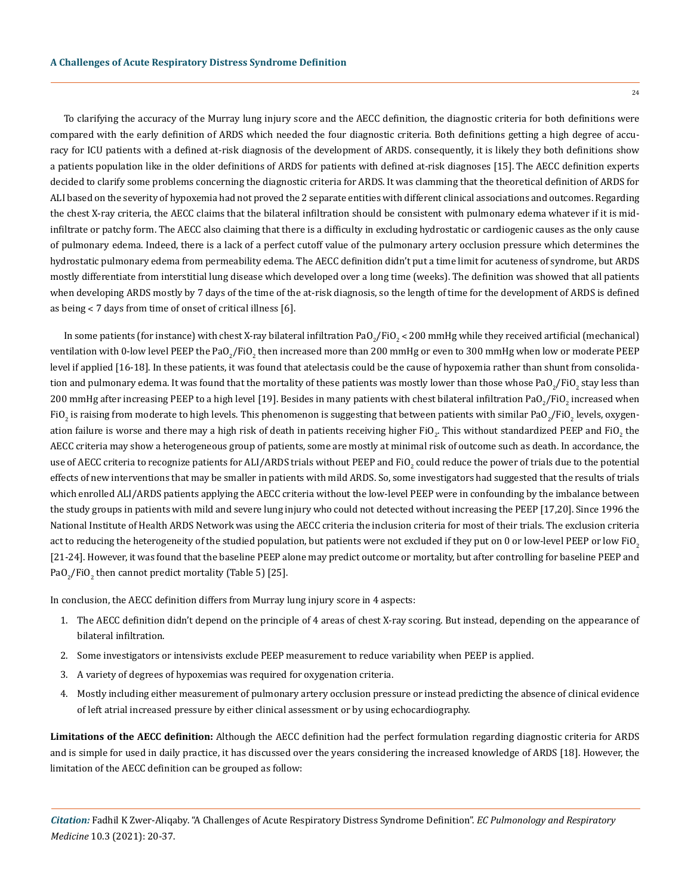To clarifying the accuracy of the Murray lung injury score and the AECC definition, the diagnostic criteria for both definitions were compared with the early definition of ARDS which needed the four diagnostic criteria. Both definitions getting a high degree of accuracy for ICU patients with a defined at-risk diagnosis of the development of ARDS. consequently, it is likely they both definitions show a patients population like in the older definitions of ARDS for patients with defined at-risk diagnoses [15]. The AECC definition experts decided to clarify some problems concerning the diagnostic criteria for ARDS. It was clamming that the theoretical definition of ARDS for ALI based on the severity of hypoxemia had not proved the 2 separate entities with different clinical associations and outcomes. Regarding the chest X-ray criteria, the AECC claims that the bilateral infiltration should be consistent with pulmonary edema whatever if it is mid-infiltrate or patchy form. The AECC also claiming that there is a difficulty in excluding hydrostatic or cardiogenic causes as the only cause of pulmonary edema. Indeed, there is a lack of a perfect cutoff value of the pulmonary artery occlusion pressure which determines the hydrostatic pulmonary edema from permeability edema. The AECC definition didn't put a time limit for acuteness of syndrome, but ARDS mostly differentiate from interstitial lung disease which developed over a long time (weeks). The definition was showed that all patients when developing ARDS mostly by 7 days of the time of the at-risk diagnosis, so the length of time for the development of ARDS is defined as being < 7 days from time of onset of critical illness [6].

In some patients (for instance) with chest X-ray bilateral infiltration $PaO_2/FiO_2$ < 200 mmHg while they received artificial (mechanical) ventilation with 0-low level PEEP the $PaO_2/FiO_2$ then increased more than 200 mmHg or even to 300 mmHg when low or moderate PEEP level if applied [16-18]. In these patients, it was found that atelectasis could be the cause of hypoxemia rather than shunt from consolidation and pulmonary edema. It was found that the mortality of these patients was mostly lower than those whose $PaO_2/FiO_2$ stay less than 200 mmHg after increasing PEEP to a high level [19]. Besides in many patients with chest bilateral infiltration $PaO_2/FiO_2$ increased when $FiO_2$ is raising from moderate to high levels. This phenomenon is suggesting that between patients with similar $PaO_2/FiO_2$ levels, oxygenation failure is worse and there may a high risk of death in patients receiving higher $FiO_2$. This without standardized PEEP and $FiO_2$ the AECC criteria may show a heterogeneous group of patients, some are mostly at minimal risk of outcome such as death. In accordance, the use of AECC criteria to recognize patients for ALI/ARDS trials without PEEP and $FiO_2$ could reduce the power of trials due to the potential effects of new interventions that may be smaller in patients with mild ARDS. So, some investigators had suggested that the results of trials which enrolled ALI/ARDS patients applying the AECC criteria without the low-level PEEP were in confounding by the imbalance between the study groups in patients with mild and severe lung injury who could not detected without increasing the PEEP [17,20]. Since 1996 the National Institute of Health ARDS Network was using the AECC criteria the inclusion criteria for most of their trials. The exclusion criteria act to reducing the heterogeneity of the studied population, but patients were not excluded if they put on 0 or low-level PEEP or low $FiO_2$ [21-24]. However, it was found that the baseline PEEP alone may predict outcome or mortality, but after controlling for baseline PEEP and $PaO_2/FiO_2$ then cannot predict mortality (Table 5) [25].

In conclusion, the AECC definition differs from Murray lung injury score in 4 aspects:

1. The AECC definition didn't depend on the principle of 4 areas of chest X-ray scoring. But instead, depending on the appearance of bilateral infiltration.
2. Some investigators or intensivists exclude PEEP measurement to reduce variability when PEEP is applied.
3. A variety of degrees of hypoxemias was required for oxygenation criteria.
4. Mostly including either measurement of pulmonary artery occlusion pressure or instead predicting the absence of clinical evidence of left atrial increased pressure by either clinical assessment or by using echocardiography.

**Limitations of the AECC definition:** Although the AECC definition had the perfect formulation regarding diagnostic criteria for ARDS and is simple for used in daily practice, it has discussed over the years considering the increased knowledge of ARDS [18]. However, the limitation of the AECC definition can be grouped as follow: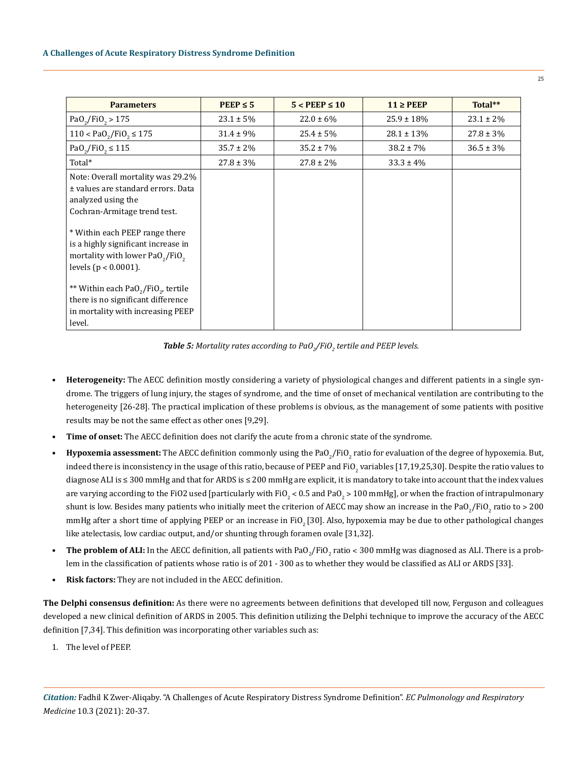| Parameters | PEEP ≤ 5 | 5 < PEEP ≤ 10 | 11 ≥ PEEP | Total** |
|---|---|---|---|---|
| $PaO_2/FiO_2 > 175$ | 23.1 ± 5% | 22.0 ± 6% | 25.9 ± 18% | 23.1 ± 2% |
| $110 < PaO_2/FiO_2 \leq 175$ | 31.4 ± 9% | 25.4 ± 5% | 28.1 ± 13% | 27.8 ± 3% |
| $PaO_2/FiO_2 \leq 115$ | 35.7 ± 2% | 35.2 ± 7% | 38.2 ± 7% | 36.5 ± 3% |
| Total* | 27.8 ± 3% | 27.8 ± 2% | 33.3 ± 4% | |
| Note: Overall mortality was 29.2% ± values are standard errors. Data analyzed using the Cochran-Armitage trend test.<br><br>* Within each PEEP range there is a highly significant increase in mortality with lower $PaO_2/FiO_2$ levels ($p < 0.0001$).<br><br>** Within each $PaO_2/FiO_2$, tertile there is no significant difference in mortality with increasing PEEP level. | | | | |

***Table 5:** Mortality rates according to $PaO_2/FiO_2$ tertile and PEEP levels.*

- **Heterogeneity:** The AECC definition mostly considering a variety of physiological changes and different patients in a single syndrome. The triggers of lung injury, the stages of syndrome, and the time of onset of mechanical ventilation are contributing to the heterogeneity [26-28]. The practical implication of these problems is obvious, as the management of some patients with positive results may be not the same effect as other ones [9,29].
- **Time of onset:** The AECC definition does not clarify the acute from a chronic state of the syndrome.
- **Hypoxemia assessment:** The AECC definition commonly using the $PaO_2/FiO_2$ ratio for evaluation of the degree of hypoxemia. But, indeed there is inconsistency in the usage of this ratio, because of PEEP and $FiO_2$ variables [17,19,25,30]. Despite the ratio values to diagnose ALI is ≤ 300 mmHg and that for ARDS is ≤ 200 mmHg are explicit, it is mandatory to take into account that the index values are varying according to the FiO2 used [particularly with $FiO_2 < 0.5$ and $PaO_2 > 100$ mmHg], or when the fraction of intrapulmonary shunt is low. Besides many patients who initially meet the criterion of AECC may show an increase in the $PaO_2/FiO_2$ ratio to > 200 mmHg after a short time of applying PEEP or an increase in $FiO_2$ [30]. Also, hypoxemia may be due to other pathological changes like atelectasis, low cardiac output, and/or shunting through foramen ovale [31,32].
- **The problem of ALI:** In the AECC definition, all patients with $PaO_2/FiO_2$ ratio < 300 mmHg was diagnosed as ALI. There is a problem in the classification of patients whose ratio is of 201 - 300 as to whether they would be classified as ALI or ARDS [33].
- **Risk factors:** They are not included in the AECC definition.

**The Delphi consensus definition:** As there were no agreements between definitions that developed till now, Ferguson and colleagues developed a new clinical definition of ARDS in 2005. This definition utilizing the Delphi technique to improve the accuracy of the AECC definition [7,34]. This definition was incorporating other variables such as:

1. The level of PEEP.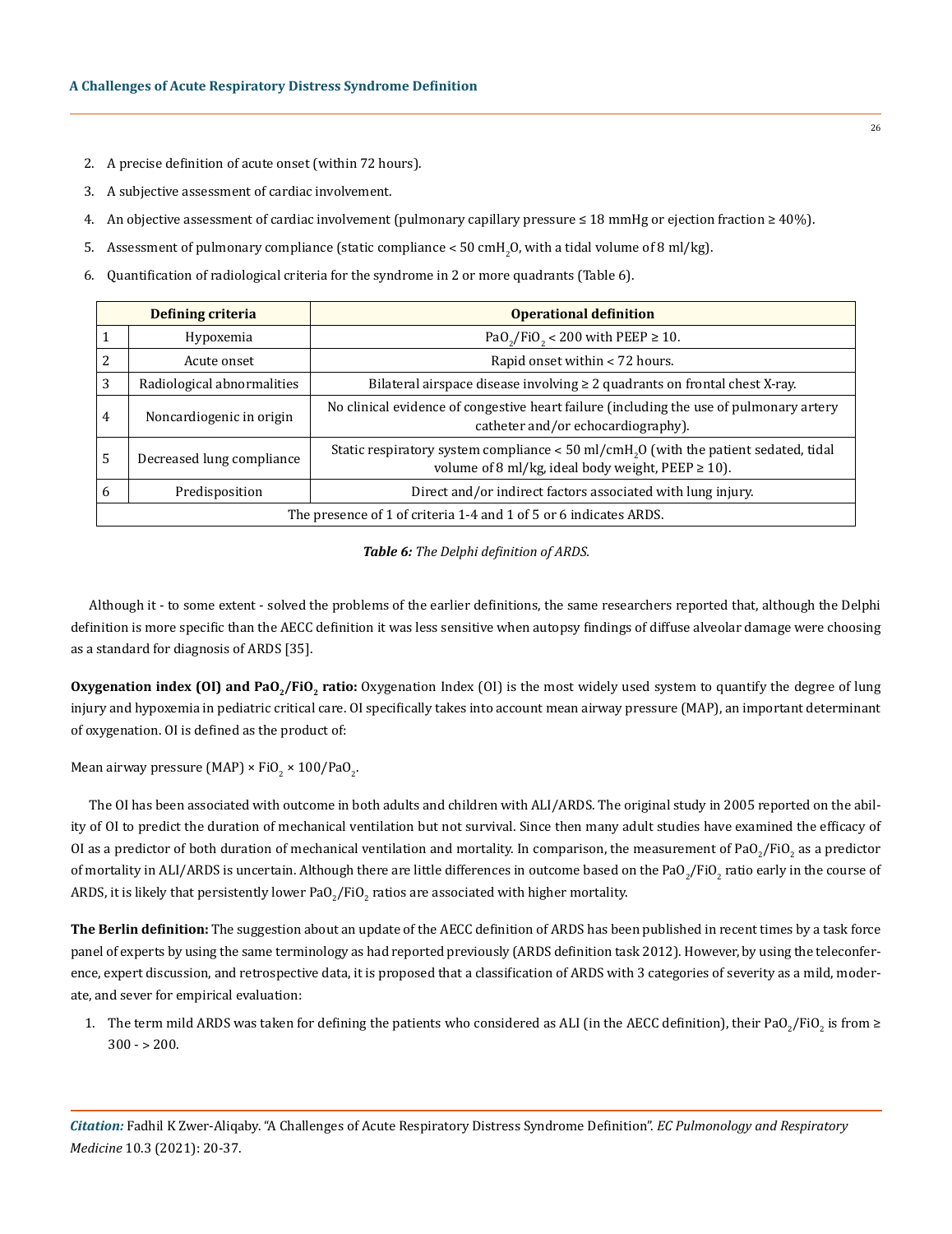2. A precise definition of acute onset (within 72 hours).
3. A subjective assessment of cardiac involvement.
4. An objective assessment of cardiac involvement (pulmonary capillary pressure ≤ 18 mmHg or ejection fraction ≥ 40%).
5. Assessment of pulmonary compliance (static compliance < 50 $cmH_2O$, with a tidal volume of 8 ml/kg).
6. Quantification of radiological criteria for the syndrome in 2 or more quadrants (Table 6).

| Defining criteria | | Operational definition |
|---|---|---|
| 1 | Hypoxemia | $PaO_2/FiO_2$ < 200 with PEEP ≥ 10. |
| 2 | Acute onset | Rapid onset within < 72 hours. |
| 3 | Radiological abnormalities | Bilateral airspace disease involving ≥ 2 quadrants on frontal chest X-ray. |
| 4 | Noncardiogenic in origin | No clinical evidence of congestive heart failure (including the use of pulmonary artery catheter and/or echocardiography). |
| 5 | Decreased lung compliance | Static respiratory system compliance < 50 ml/$cmH_2O$ (with the patient sedated, tidal volume of 8 ml/kg, ideal body weight, PEEP ≥ 10). |
| 6 | Predisposition | Direct and/or indirect factors associated with lung injury. |
| The presence of 1 of criteria 1-4 and 1 of 5 or 6 indicates ARDS. | | |

***Table 6:*** *The Delphi definition of ARDS.*

Although it - to some extent - solved the problems of the earlier definitions, the same researchers reported that, although the Delphi definition is more specific than the AECC definition it was less sensitive when autopsy findings of diffuse alveolar damage were choosing as a standard for diagnosis of ARDS [35].

**Oxygenation index (OI) and $PaO_2/FiO_2$ ratio:** Oxygenation Index (OI) is the most widely used system to quantify the degree of lung injury and hypoxemia in pediatric critical care. OI specifically takes into account mean airway pressure (MAP), an important determinant of oxygenation. OI is defined as the product of:

Mean airway pressure (MAP) × $FiO_2$ × 100/$PaO_2$.

The OI has been associated with outcome in both adults and children with ALI/ARDS. The original study in 2005 reported on the ability of OI to predict the duration of mechanical ventilation but not survival. Since then many adult studies have examined the efficacy of OI as a predictor of both duration of mechanical ventilation and mortality. In comparison, the measurement of $PaO_2/FiO_2$ as a predictor of mortality in ALI/ARDS is uncertain. Although there are little differences in outcome based on the $PaO_2/FiO_2$ ratio early in the course of ARDS, it is likely that persistently lower $PaO_2/FiO_2$ ratios are associated with higher mortality.

**The Berlin definition:** The suggestion about an update of the AECC definition of ARDS has been published in recent times by a task force panel of experts by using the same terminology as had reported previously (ARDS definition task 2012). However, by using the teleconference, expert discussion, and retrospective data, it is proposed that a classification of ARDS with 3 categories of severity as a mild, moderate, and sever for empirical evaluation:

1. The term mild ARDS was taken for defining the patients who considered as ALI (in the AECC definition), their $PaO_2/FiO_2$ is from ≥ 300 - > 200.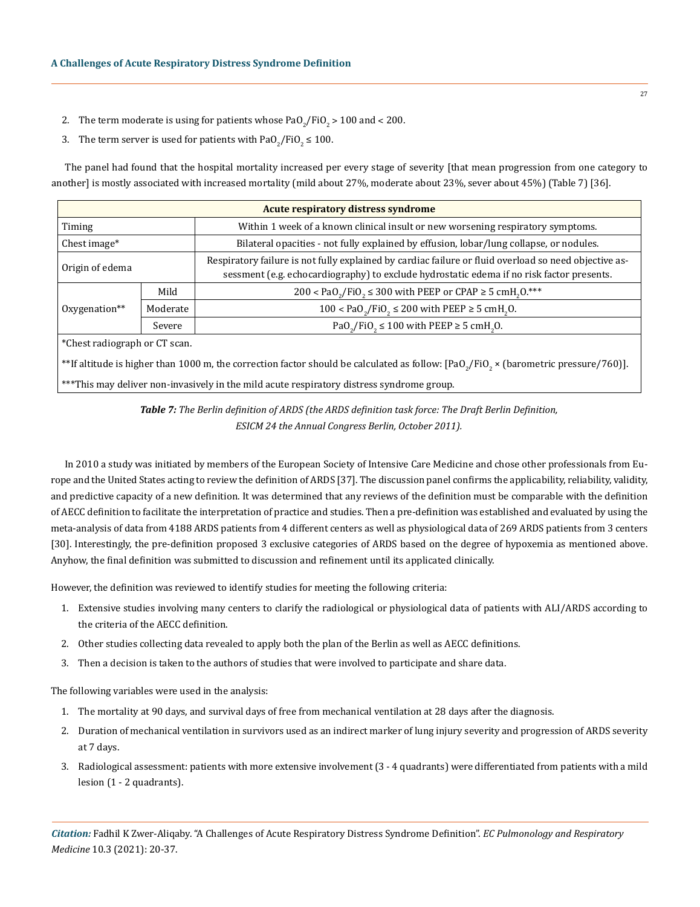2. The term moderate is using for patients whose $PaO_2/FiO_2 > 100$ and < 200.
3. The term server is used for patients with $PaO_2/FiO_2 \leq 100$.

The panel had found that the hospital mortality increased per every stage of severity [that mean progression from one category to another] is mostly associated with increased mortality (mild about 27%, moderate about 23%, sever about 45%) (Table 7) [36].

| Acute respiratory distress syndrome | | |
|---|---|---|
| Timing | | Within 1 week of a known clinical insult or new worsening respiratory symptoms. |
| Chest image* | | Bilateral opacities - not fully explained by effusion, lobar/lung collapse, or nodules. |
| Origin of edema | | Respiratory failure is not fully explained by cardiac failure or fluid overload so need objective assessment (e.g. echocardiography) to exclude hydrostatic edema if no risk factor presents. |
| Oxygenation** | Mild | $200 < PaO_2/FiO_2 \leq 300$ with PEEP or CPAP $\geq 5$ $cmH_2O$.*** |
| | Moderate | $100 < PaO_2/FiO_2 \leq 200$ with PEEP $\geq 5$ $cmH_2O$. |
| | Severe | $PaO_2/FiO_2 \leq 100$ with PEEP $\geq 5$ $cmH_2O$. |
| *Chest radiograph or CT scan. | | |
| **If altitude is higher than 1000 m, the correction factor should be calculated as follow: [$PaO_2/FiO_2 \times$ (barometric pressure/760)]. | | |
| ***This may deliver non-invasively in the mild acute respiratory distress syndrome group. | | |

***Table 7:*** *The Berlin definition of ARDS (the ARDS definition task force: The Draft Berlin Definition, ESICM 24 the Annual Congress Berlin, October 2011).*

In 2010 a study was initiated by members of the European Society of Intensive Care Medicine and chose other professionals from Europe and the United States acting to review the definition of ARDS [37]. The discussion panel confirms the applicability, reliability, validity, and predictive capacity of a new definition. It was determined that any reviews of the definition must be comparable with the definition of AECC definition to facilitate the interpretation of practice and studies. Then a pre-definition was established and evaluated by using the meta-analysis of data from 4188 ARDS patients from 4 different centers as well as physiological data of 269 ARDS patients from 3 centers [30]. Interestingly, the pre-definition proposed 3 exclusive categories of ARDS based on the degree of hypoxemia as mentioned above. Anyhow, the final definition was submitted to discussion and refinement until its applicated clinically.

However, the definition was reviewed to identify studies for meeting the following criteria:

1. Extensive studies involving many centers to clarify the radiological or physiological data of patients with ALI/ARDS according to the criteria of the AECC definition.
2. Other studies collecting data revealed to apply both the plan of the Berlin as well as AECC definitions.
3. Then a decision is taken to the authors of studies that were involved to participate and share data.

The following variables were used in the analysis:

1. The mortality at 90 days, and survival days of free from mechanical ventilation at 28 days after the diagnosis.
2. Duration of mechanical ventilation in survivors used as an indirect marker of lung injury severity and progression of ARDS severity at 7 days.
3. Radiological assessment: patients with more extensive involvement (3 - 4 quadrants) were differentiated from patients with a mild lesion (1 - 2 quadrants).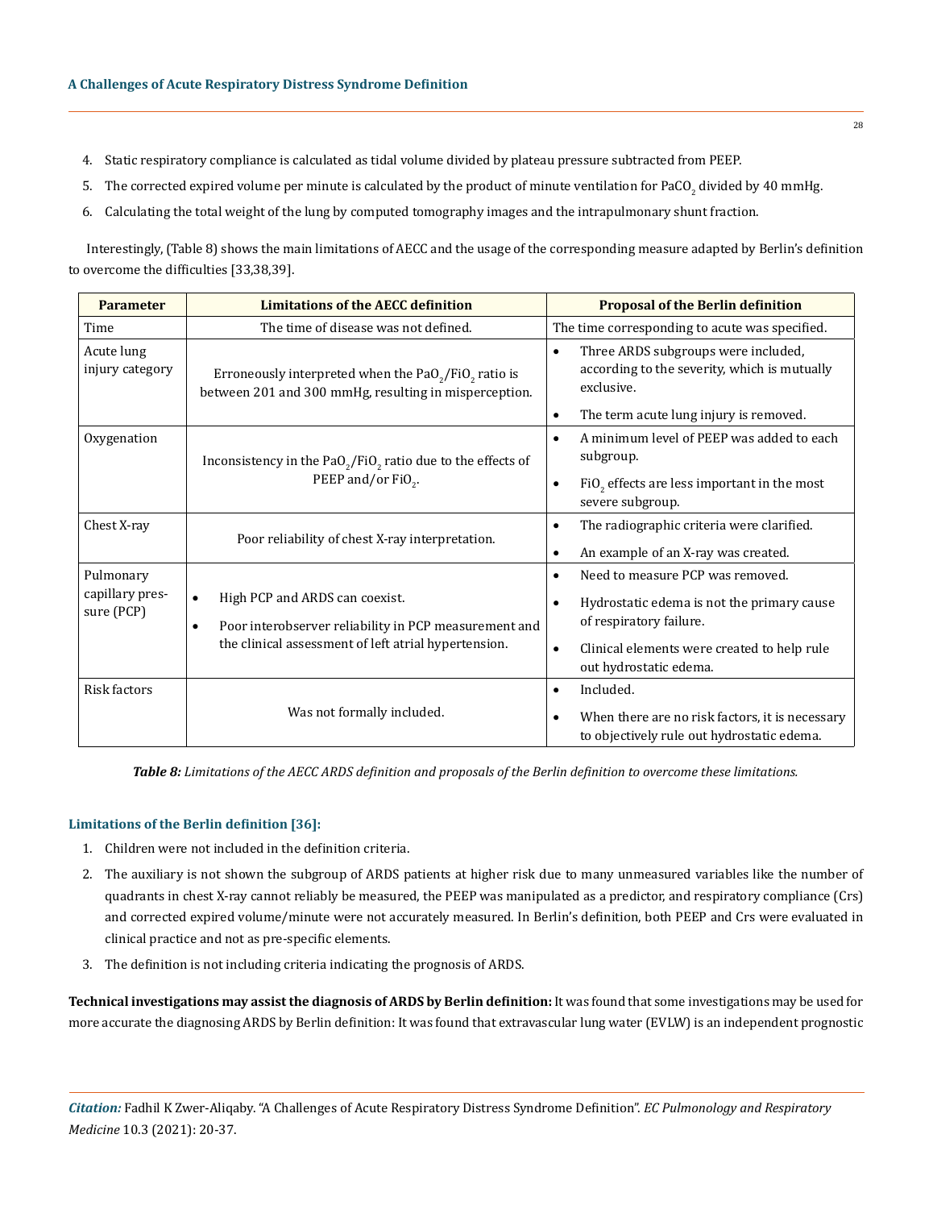4. Static respiratory compliance is calculated as tidal volume divided by plateau pressure subtracted from PEEP.
5. The corrected expired volume per minute is calculated by the product of minute ventilation for $PaCO_2$ divided by 40 mmHg.
6. Calculating the total weight of the lung by computed tomography images and the intrapulmonary shunt fraction.

Interestingly, (Table 8) shows the main limitations of AECC and the usage of the corresponding measure adapted by Berlin's definition to overcome the difficulties [33,38,39].

| Parameter | Limitations of the AECC definition | Proposal of the Berlin definition |
|---|---|---|
| Time | The time of disease was not defined. | The time corresponding to acute was specified. |
| Acute lung injury category | Erroneously interpreted when the $PaO_2/FiO_2$ ratio is between 201 and 300 mmHg, resulting in misperception. | • Three ARDS subgroups were included, according to the severity, which is mutually exclusive. <br> • The term acute lung injury is removed. |
| Oxygenation | Inconsistency in the $PaO_2/FiO_2$ ratio due to the effects of PEEP and/or $FiO_2$. | • A minimum level of PEEP was added to each subgroup. <br> • $FiO_2$ effects are less important in the most severe subgroup. |
| Chest X-ray | Poor reliability of chest X-ray interpretation. | • The radiographic criteria were clarified. <br> • An example of an X-ray was created. |
| Pulmonary capillary pressure (PCP) | • High PCP and ARDS can coexist. <br> • Poor interobserver reliability in PCP measurement and the clinical assessment of left atrial hypertension. | • Need to measure PCP was removed. <br> • Hydrostatic edema is not the primary cause of respiratory failure. <br> • Clinical elements were created to help rule out hydrostatic edema. |
| Risk factors | Was not formally included. | • Included. <br> • When there are no risk factors, it is necessary to objectively rule out hydrostatic edema. |

***Table 8:*** *Limitations of the AECC ARDS definition and proposals of the Berlin definition to overcome these limitations.*

### Limitations of the Berlin definition [36]:

1. Children were not included in the definition criteria.
2. The auxiliary is not shown the subgroup of ARDS patients at higher risk due to many unmeasured variables like the number of quadrants in chest X-ray cannot reliably be measured, the PEEP was manipulated as a predictor, and respiratory compliance (Crs) and corrected expired volume/minute were not accurately measured. In Berlin's definition, both PEEP and Crs were evaluated in clinical practice and not as pre-specific elements.
3. The definition is not including criteria indicating the prognosis of ARDS.

**Technical investigations may assist the diagnosis of ARDS by Berlin definition:** It was found that some investigations may be used for more accurate the diagnosing ARDS by Berlin definition: It was found that extravascular lung water (EVLW) is an independent prognostic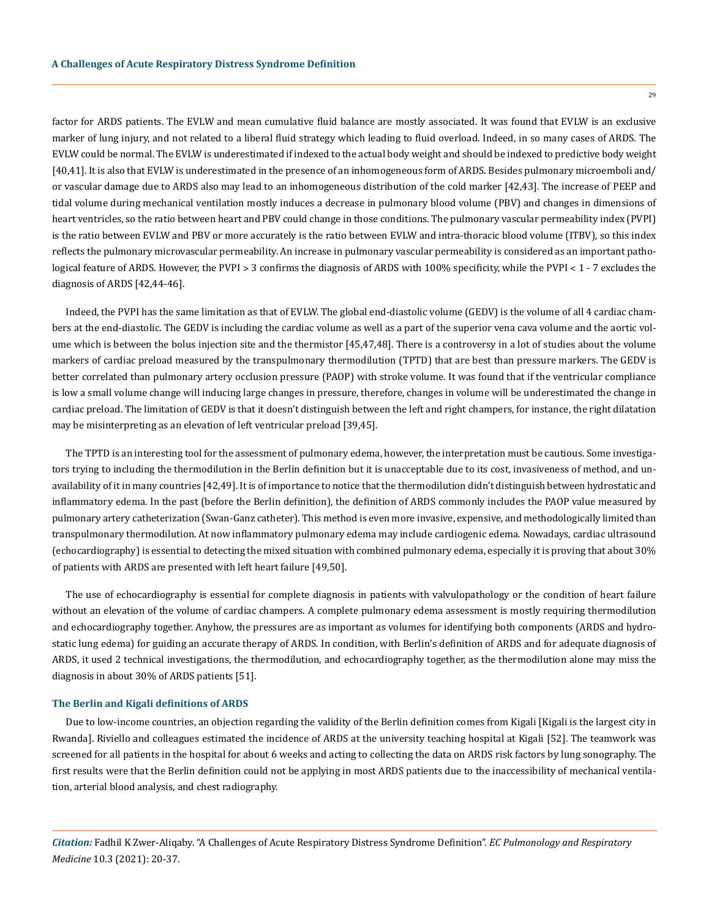factor for ARDS patients. The EVLW and mean cumulative fluid balance are mostly associated. It was found that EVLW is an exclusive marker of lung injury, and not related to a liberal fluid strategy which leading to fluid overload. Indeed, in so many cases of ARDS. The EVLW could be normal. The EVLW is underestimated if indexed to the actual body weight and should be indexed to predictive body weight [40,41]. It is also that EVLW is underestimated in the presence of an inhomogeneous form of ARDS. Besides pulmonary microemboli and/or vascular damage due to ARDS also may lead to an inhomogeneous distribution of the cold marker [42,43]. The increase of PEEP and tidal volume during mechanical ventilation mostly induces a decrease in pulmonary blood volume (PBV) and changes in dimensions of heart ventricles, so the ratio between heart and PBV could change in those conditions. The pulmonary vascular permeability index (PVPI) is the ratio between EVLW and PBV or more accurately is the ratio between EVLW and intra-thoracic blood volume (ITBV), so this index reflects the pulmonary microvascular permeability. An increase in pulmonary vascular permeability is considered as an important pathological feature of ARDS. However, the PVPI > 3 confirms the diagnosis of ARDS with 100% specificity, while the PVPI < 1 - 7 excludes the diagnosis of ARDS [42,44-46].

Indeed, the PVPI has the same limitation as that of EVLW. The global end-diastolic volume (GEDV) is the volume of all 4 cardiac chambers at the end-diastolic. The GEDV is including the cardiac volume as well as a part of the superior vena cava volume and the aortic volume which is between the bolus injection site and the thermistor [45,47,48]. There is a controversy in a lot of studies about the volume markers of cardiac preload measured by the transpulmonary thermodilution (TPTD) that are best than pressure markers. The GEDV is better correlated than pulmonary artery occlusion pressure (PAOP) with stroke volume. It was found that if the ventricular compliance is low a small volume change will inducing large changes in pressure, therefore, changes in volume will be underestimated the change in cardiac preload. The limitation of GEDV is that it doesn't distinguish between the left and right champers, for instance, the right dilatation may be misinterpreting as an elevation of left ventricular preload [39,45].

The TPTD is an interesting tool for the assessment of pulmonary edema, however, the interpretation must be cautious. Some investigators trying to including the thermodilution in the Berlin definition but it is unacceptable due to its cost, invasiveness of method, and unavailability of it in many countries [42,49]. It is of importance to notice that the thermodilution didn't distinguish between hydrostatic and inflammatory edema. In the past (before the Berlin definition), the definition of ARDS commonly includes the PAOP value measured by pulmonary artery catheterization (Swan-Ganz catheter). This method is even more invasive, expensive, and methodologically limited than transpulmonary thermodilution. At now inflammatory pulmonary edema may include cardiogenic edema. Nowadays, cardiac ultrasound (echocardiography) is essential to detecting the mixed situation with combined pulmonary edema, especially it is proving that about 30% of patients with ARDS are presented with left heart failure [49,50].

The use of echocardiography is essential for complete diagnosis in patients with valvulopathology or the condition of heart failure without an elevation of the volume of cardiac champers. A complete pulmonary edema assessment is mostly requiring thermodilution and echocardiography together. Anyhow, the pressures are as important as volumes for identifying both components (ARDS and hydrostatic lung edema) for guiding an accurate therapy of ARDS. In condition, with Berlin's definition of ARDS and for adequate diagnosis of ARDS, it used 2 technical investigations, the thermodilution, and echocardiography together, as the thermodilution alone may miss the diagnosis in about 30% of ARDS patients [51].

### The Berlin and Kigali definitions of ARDS

Due to low-income countries, an objection regarding the validity of the Berlin definition comes from Kigali [Kigali is the largest city in Rwanda]. Riviello and colleagues estimated the incidence of ARDS at the university teaching hospital at Kigali [52]. The teamwork was screened for all patients in the hospital for about 6 weeks and acting to collecting the data on ARDS risk factors by lung sonography. The first results were that the Berlin definition could not be applying in most ARDS patients due to the inaccessibility of mechanical ventilation, arterial blood analysis, and chest radiography.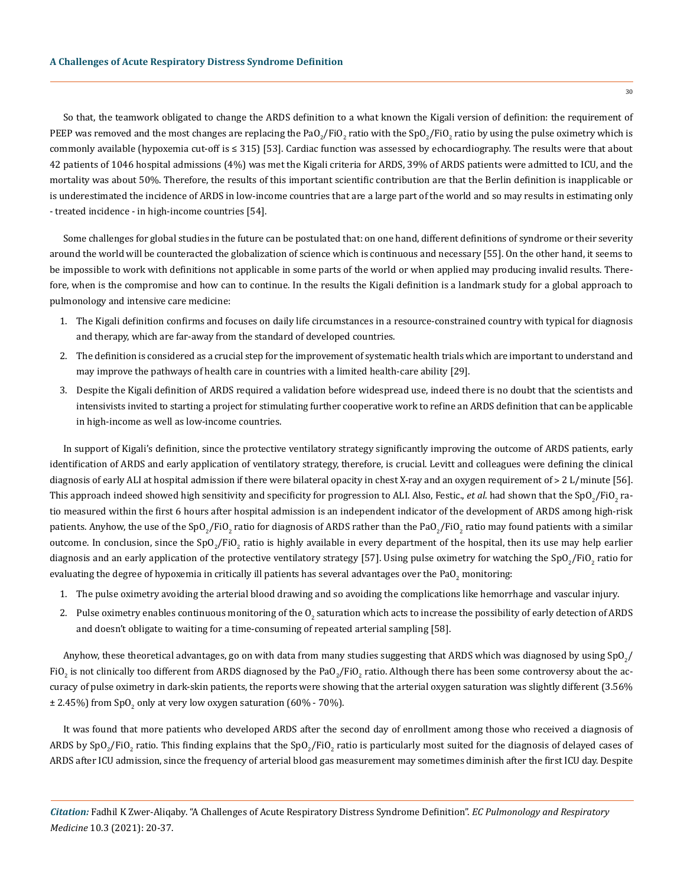So that, the teamwork obligated to change the ARDS definition to a what known the Kigali version of definition: the requirement of PEEP was removed and the most changes are replacing the $PaO_2/FiO_2$ ratio with the $SpO_2/FiO_2$ ratio by using the pulse oximetry which is commonly available (hypoxemia cut-off is ≤ 315) [53]. Cardiac function was assessed by echocardiography. The results were that about 42 patients of 1046 hospital admissions (4%) was met the Kigali criteria for ARDS, 39% of ARDS patients were admitted to ICU, and the mortality was about 50%. Therefore, the results of this important scientific contribution are that the Berlin definition is inapplicable or is underestimated the incidence of ARDS in low-income countries that are a large part of the world and so may results in estimating only - treated incidence - in high-income countries [54].

Some challenges for global studies in the future can be postulated that: on one hand, different definitions of syndrome or their severity around the world will be counteracted the globalization of science which is continuous and necessary [55]. On the other hand, it seems to be impossible to work with definitions not applicable in some parts of the world or when applied may producing invalid results. Therefore, when is the compromise and how can to continue. In the results the Kigali definition is a landmark study for a global approach to pulmonology and intensive care medicine:

1. The Kigali definition confirms and focuses on daily life circumstances in a resource-constrained country with typical for diagnosis and therapy, which are far-away from the standard of developed countries.
2. The definition is considered as a crucial step for the improvement of systematic health trials which are important to understand and may improve the pathways of health care in countries with a limited health-care ability [29].
3. Despite the Kigali definition of ARDS required a validation before widespread use, indeed there is no doubt that the scientists and intensivists invited to starting a project for stimulating further cooperative work to refine an ARDS definition that can be applicable in high-income as well as low-income countries.

In support of Kigali's definition, since the protective ventilatory strategy significantly improving the outcome of ARDS patients, early identification of ARDS and early application of ventilatory strategy, therefore, is crucial. Levitt and colleagues were defining the clinical diagnosis of early ALI at hospital admission if there were bilateral opacity in chest X-ray and an oxygen requirement of > 2 L/minute [56]. This approach indeed showed high sensitivity and specificity for progression to ALI. Also, Festic., *et al*. had shown that the $SpO_2/FiO_2$ ratio measured within the first 6 hours after hospital admission is an independent indicator of the development of ARDS among high-risk patients. Anyhow, the use of the $SpO_2/FiO_2$ ratio for diagnosis of ARDS rather than the $PaO_2/FiO_2$ ratio may found patients with a similar outcome. In conclusion, since the $SpO_2/FiO_2$ ratio is highly available in every department of the hospital, then its use may help earlier diagnosis and an early application of the protective ventilatory strategy [57]. Using pulse oximetry for watching the $SpO_2/FiO_2$ ratio for evaluating the degree of hypoxemia in critically ill patients has several advantages over the $PaO_2$ monitoring:

1. The pulse oximetry avoiding the arterial blood drawing and so avoiding the complications like hemorrhage and vascular injury.
2. Pulse oximetry enables continuous monitoring of the $O_2$ saturation which acts to increase the possibility of early detection of ARDS and doesn't obligate to waiting for a time-consuming of repeated arterial sampling [58].

Anyhow, these theoretical advantages, go on with data from many studies suggesting that ARDS which was diagnosed by using $SpO_2/FiO_2$ is not clinically too different from ARDS diagnosed by the $PaO_2/FiO_2$ ratio. Although there has been some controversy about the accuracy of pulse oximetry in dark-skin patients, the reports were showing that the arterial oxygen saturation was slightly different (3.56% ± 2.45%) from $SpO_2$ only at very low oxygen saturation (60% - 70%).

It was found that more patients who developed ARDS after the second day of enrollment among those who received a diagnosis of ARDS by $SpO_2/FiO_2$ ratio. This finding explains that the $SpO_2/FiO_2$ ratio is particularly most suited for the diagnosis of delayed cases of ARDS after ICU admission, since the frequency of arterial blood gas measurement may sometimes diminish after the first ICU day. Despite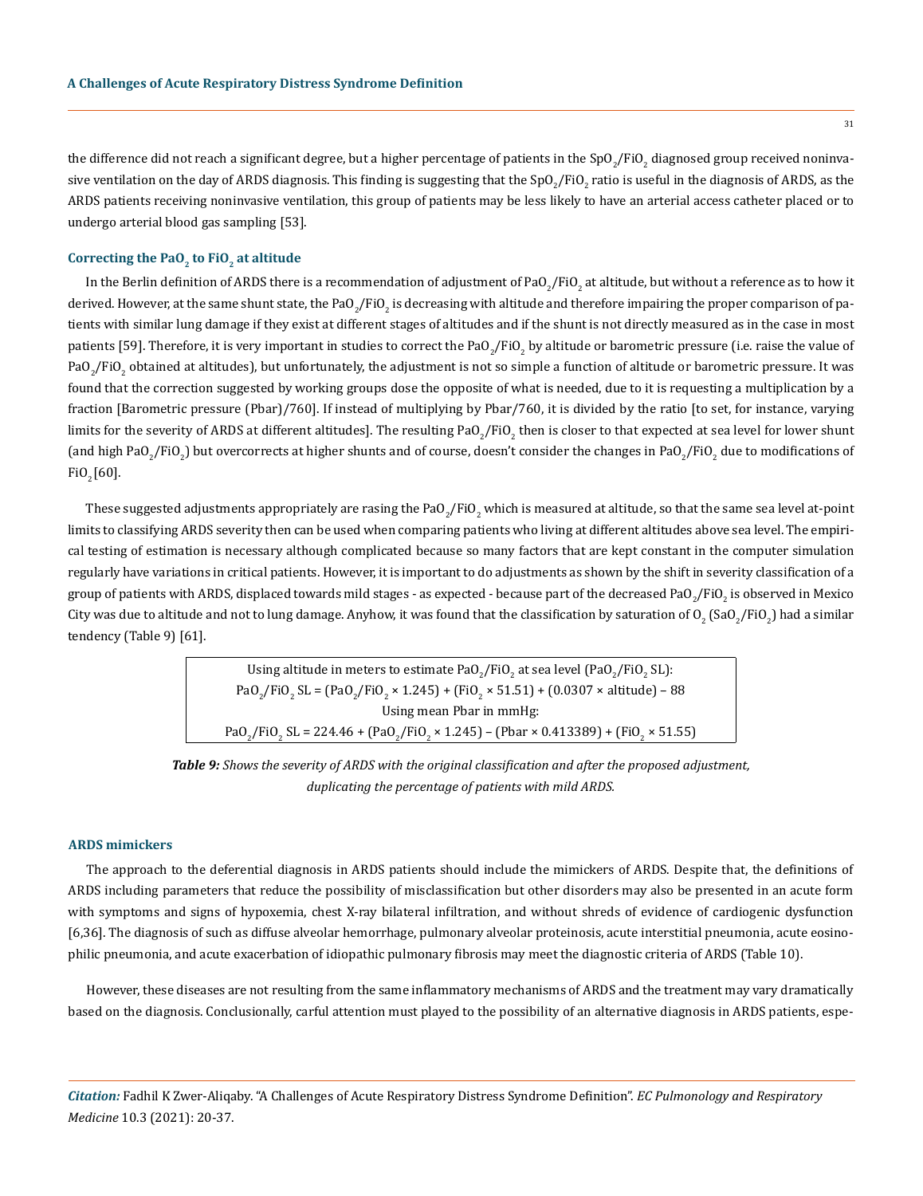the difference did not reach a significant degree, but a higher percentage of patients in the $SpO_2/FiO_2$ diagnosed group received noninvasive ventilation on the day of ARDS diagnosis. This finding is suggesting that the $SpO_2/FiO_2$ ratio is useful in the diagnosis of ARDS, as the ARDS patients receiving noninvasive ventilation, this group of patients may be less likely to have an arterial access catheter placed or to undergo arterial blood gas sampling [53].

### Correcting the $PaO_2$ to $FiO_2$ at altitude

In the Berlin definition of ARDS there is a recommendation of adjustment of $PaO_2/FiO_2$ at altitude, but without a reference as to how it derived. However, at the same shunt state, the $PaO_2/FiO_2$ is decreasing with altitude and therefore impairing the proper comparison of patients with similar lung damage if they exist at different stages of altitudes and if the shunt is not directly measured as in the case in most patients [59]. Therefore, it is very important in studies to correct the $PaO_2/FiO_2$ by altitude or barometric pressure (i.e. raise the value of $PaO_2/FiO_2$ obtained at altitudes), but unfortunately, the adjustment is not so simple a function of altitude or barometric pressure. It was found that the correction suggested by working groups dose the opposite of what is needed, due to it is requesting a multiplication by a fraction [Barometric pressure (Pbar)/760]. If instead of multiplying by Pbar/760, it is divided by the ratio [to set, for instance, varying limits for the severity of ARDS at different altitudes]. The resulting $PaO_2/FiO_2$ then is closer to that expected at sea level for lower shunt (and high $PaO_2/FiO_2$) but overcorrects at higher shunts and of course, doesn't consider the changes in $PaO_2/FiO_2$ due to modifications of $FiO_2$ [60].

These suggested adjustments appropriately are rasing the $PaO_2/FiO_2$ which is measured at altitude, so that the same sea level at-point limits to classifying ARDS severity then can be used when comparing patients who living at different altitudes above sea level. The empirical testing of estimation is necessary although complicated because so many factors that are kept constant in the computer simulation regularly have variations in critical patients. However, it is important to do adjustments as shown by the shift in severity classification of a group of patients with ARDS, displaced towards mild stages - as expected - because part of the decreased $PaO_2/FiO_2$ is observed in Mexico City was due to altitude and not to lung damage. Anyhow, it was found that the classification by saturation of $O_2$ ($SaO_2/FiO_2$) had a similar tendency (Table 9) [61].

| Using altitude in meters to estimate $PaO_2/FiO_2$ at sea level ($PaO_2/FiO_2$ SL): |
|---|
| $PaO_2/FiO_2\ SL = (PaO_2/FiO_2 \times 1.245) + (FiO_2 \times 51.51) + (0.0307 \times altitude) - 88$ |
| Using mean Pbar in mmHg: |
| $PaO_2/FiO_2\ SL = 224.46 + (PaO_2/FiO_2 \times 1.245) - (Pbar \times 0.413389) + (FiO_2 \times 51.55)$ |

***Table 9:*** *Shows the severity of ARDS with the original classification and after the proposed adjustment, duplicating the percentage of patients with mild ARDS.*

### ARDS mimickers

The approach to the deferential diagnosis in ARDS patients should include the mimickers of ARDS. Despite that, the definitions of ARDS including parameters that reduce the possibility of misclassification but other disorders may also be presented in an acute form with symptoms and signs of hypoxemia, chest X-ray bilateral infiltration, and without shreds of evidence of cardiogenic dysfunction [6,36]. The diagnosis of such as diffuse alveolar hemorrhage, pulmonary alveolar proteinosis, acute interstitial pneumonia, acute eosinophilic pneumonia, and acute exacerbation of idiopathic pulmonary fibrosis may meet the diagnostic criteria of ARDS (Table 10).

However, these diseases are not resulting from the same inflammatory mechanisms of ARDS and the treatment may vary dramatically based on the diagnosis. Conclusionally, carful attention must played to the possibility of an alternative diagnosis in ARDS patients, espe-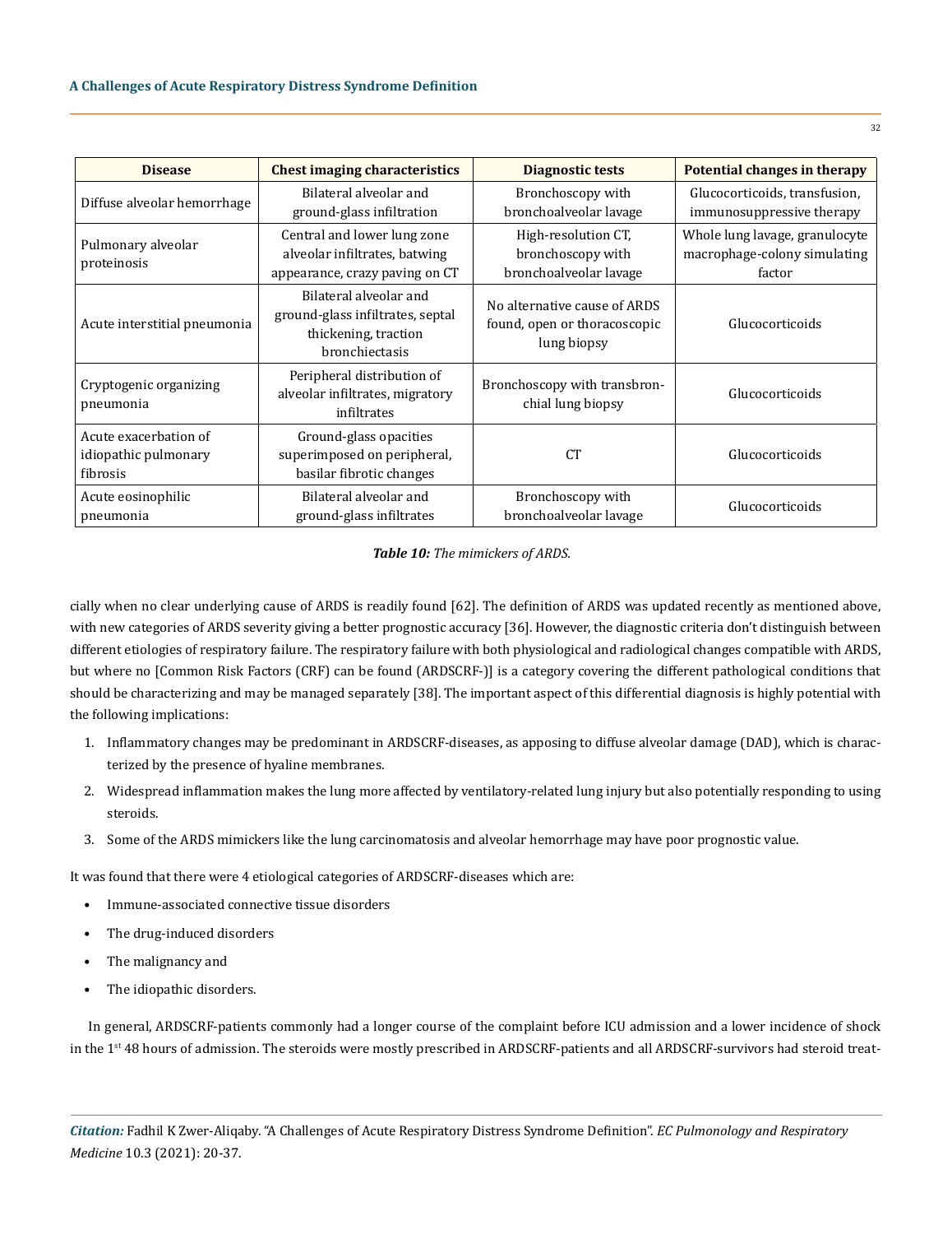| Disease | Chest imaging characteristics | Diagnostic tests | Potential changes in therapy |
|---|---|---|---|
| Diffuse alveolar hemorrhage | Bilateral alveolar and ground-glass infiltration | Bronchoscopy with bronchoalveolar lavage | Glucocorticoids, transfusion, immunosuppressive therapy |
| Pulmonary alveolar proteinosis | Central and lower lung zone alveolar infiltrates, batwing appearance, crazy paving on CT | High-resolution CT, bronchoscopy with bronchoalveolar lavage | Whole lung lavage, granulocyte macrophage-colony simulating factor |
| Acute interstitial pneumonia | Bilateral alveolar and ground-glass infiltrates, septal thickening, traction bronchiectasis | No alternative cause of ARDS found, open or thoracoscopic lung biopsy | Glucocorticoids |
| Cryptogenic organizing pneumonia | Peripheral distribution of alveolar infiltrates, migratory infiltrates | Bronchoscopy with transbronchial lung biopsy | Glucocorticoids |
| Acute exacerbation of idiopathic pulmonary fibrosis | Ground-glass opacities superimposed on peripheral, basilar fibrotic changes | CT | Glucocorticoids |
| Acute eosinophilic pneumonia | Bilateral alveolar and ground-glass infiltrates | Bronchoscopy with bronchoalveolar lavage | Glucocorticoids |

***Table 10:*** *The mimickers of ARDS.*

cially when no clear underlying cause of ARDS is readily found [62]. The definition of ARDS was updated recently as mentioned above, with new categories of ARDS severity giving a better prognostic accuracy [36]. However, the diagnostic criteria don't distinguish between different etiologies of respiratory failure. The respiratory failure with both physiological and radiological changes compatible with ARDS, but where no [Common Risk Factors (CRF) can be found (ARDSCRF-)] is a category covering the different pathological conditions that should be characterizing and may be managed separately [38]. The important aspect of this differential diagnosis is highly potential with the following implications:

1. Inflammatory changes may be predominant in ARDSCRF-diseases, as apposing to diffuse alveolar damage (DAD), which is characterized by the presence of hyaline membranes.
2. Widespread inflammation makes the lung more affected by ventilatory-related lung injury but also potentially responding to using steroids.
3. Some of the ARDS mimickers like the lung carcinomatosis and alveolar hemorrhage may have poor prognostic value.

It was found that there were 4 etiological categories of ARDSCRF-diseases which are:

- Immune-associated connective tissue disorders
- The drug-induced disorders
- The malignancy and
- The idiopathic disorders.

In general, ARDSCRF-patients commonly had a longer course of the complaint before ICU admission and a lower incidence of shock in the 1st 48 hours of admission. The steroids were mostly prescribed in ARDSCRF-patients and all ARDSCRF-survivors had steroid treat-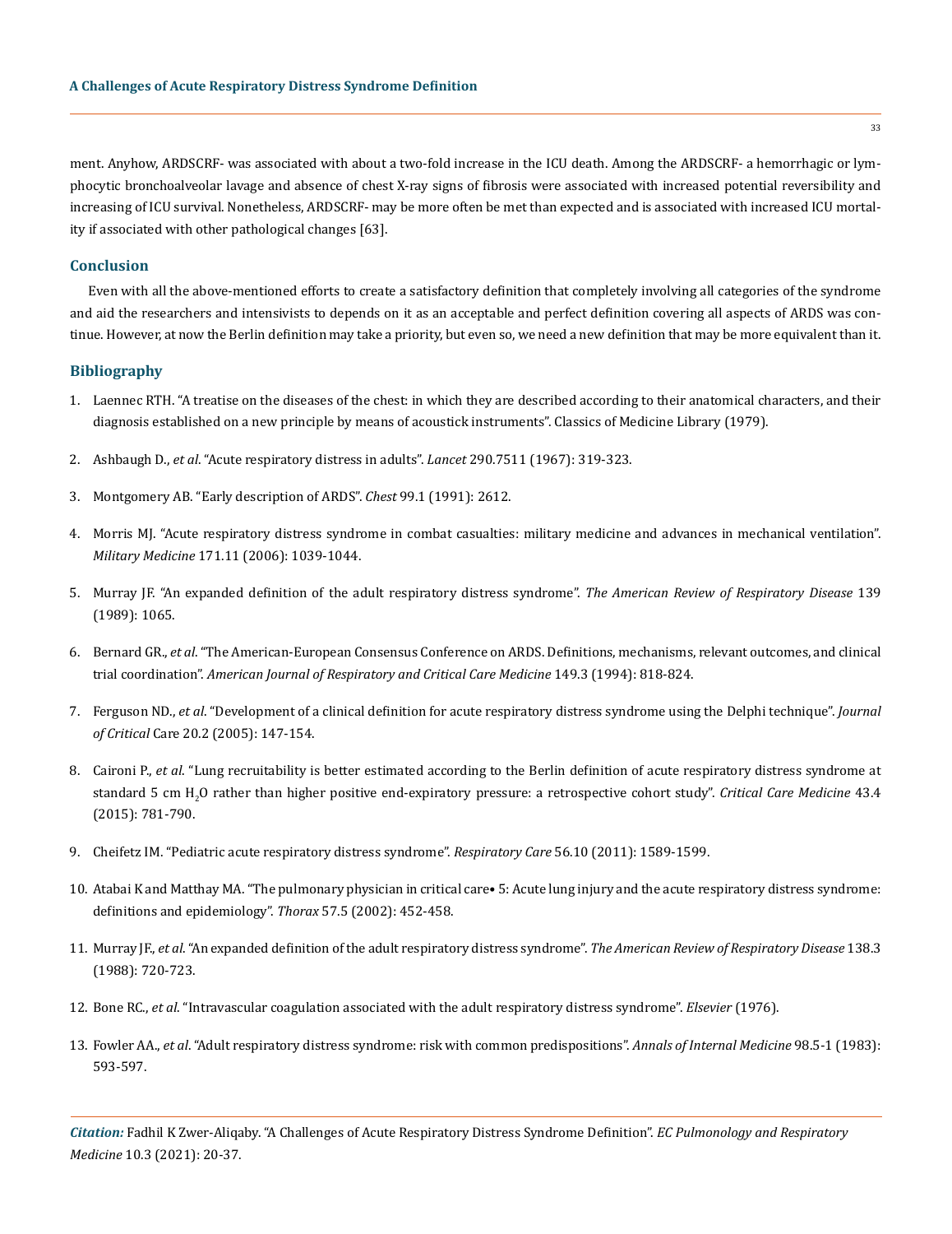ment. Anyhow, ARDSCRF- was associated with about a two-fold increase in the ICU death. Among the ARDSCRF- a hemorrhagic or lymphocytic bronchoalveolar lavage and absence of chest X-ray signs of fibrosis were associated with increased potential reversibility and increasing of ICU survival. Nonetheless, ARDSCRF- may be more often be met than expected and is associated with increased ICU mortality if associated with other pathological changes [63].

## Conclusion

Even with all the above-mentioned efforts to create a satisfactory definition that completely involving all categories of the syndrome and aid the researchers and intensivists to depends on it as an acceptable and perfect definition covering all aspects of ARDS was continue. However, at now the Berlin definition may take a priority, but even so, we need a new definition that may be more equivalent than it.

## Bibliography

1. Laennec RTH. "A treatise on the diseases of the chest: in which they are described according to their anatomical characters, and their diagnosis established on a new principle by means of acoustick instruments". Classics of Medicine Library (1979).
2. Ashbaugh D., *et al*. "Acute respiratory distress in adults". *Lancet* 290.7511 (1967): 319-323.
3. Montgomery AB. "Early description of ARDS". *Chest* 99.1 (1991): 2612.
4. Morris MJ. "Acute respiratory distress syndrome in combat casualties: military medicine and advances in mechanical ventilation". *Military Medicine* 171.11 (2006): 1039-1044.
5. Murray JF. "An expanded definition of the adult respiratory distress syndrome". *The American Review of Respiratory Disease* 139 (1989): 1065.
6. Bernard GR., *et al*. "The American-European Consensus Conference on ARDS. Definitions, mechanisms, relevant outcomes, and clinical trial coordination". *American Journal of Respiratory and Critical Care Medicine* 149.3 (1994): 818-824.
7. Ferguson ND., *et al*. "Development of a clinical definition for acute respiratory distress syndrome using the Delphi technique". *Journal of Critical* Care 20.2 (2005): 147-154.
8. Caironi P., *et al*. "Lung recruitability is better estimated according to the Berlin definition of acute respiratory distress syndrome at standard 5 cm $H_2O$ rather than higher positive end-expiratory pressure: a retrospective cohort study". *Critical Care Medicine* 43.4 (2015): 781-790.
9. Cheifetz IM. "Pediatric acute respiratory distress syndrome". *Respiratory Care* 56.10 (2011): 1589-1599.
10. Atabai K and Matthay MA. "The pulmonary physician in critical care• 5: Acute lung injury and the acute respiratory distress syndrome: definitions and epidemiology". *Thorax* 57.5 (2002): 452-458.
11. Murray JF., *et al*. "An expanded definition of the adult respiratory distress syndrome". *The American Review of Respiratory Disease* 138.3 (1988): 720-723.
12. Bone RC., *et al*. "Intravascular coagulation associated with the adult respiratory distress syndrome". *Elsevier* (1976).
13. Fowler AA., *et al*. "Adult respiratory distress syndrome: risk with common predispositions". *Annals of Internal Medicine* 98.5-1 (1983): 593-597.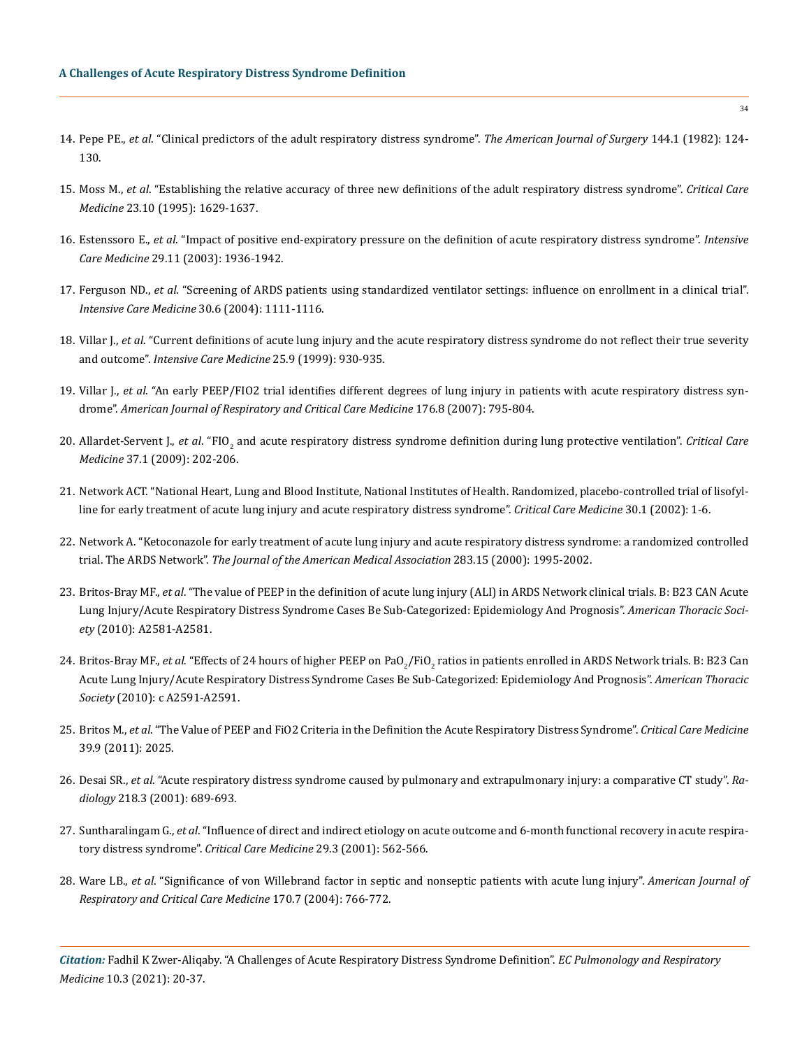14. Pepe PE., *et al*. "Clinical predictors of the adult respiratory distress syndrome". *The American Journal of Surgery* 144.1 (1982): 124-130.

15. Moss M., *et al*. "Establishing the relative accuracy of three new definitions of the adult respiratory distress syndrome". *Critical Care Medicine* 23.10 (1995): 1629-1637.

16. Estenssoro E., *et al*. "Impact of positive end-expiratory pressure on the definition of acute respiratory distress syndrome". *Intensive Care Medicine* 29.11 (2003): 1936-1942.

17. Ferguson ND., *et al*. "Screening of ARDS patients using standardized ventilator settings: influence on enrollment in a clinical trial". *Intensive Care Medicine* 30.6 (2004): 1111-1116.

18. Villar J., *et al*. "Current definitions of acute lung injury and the acute respiratory distress syndrome do not reflect their true severity and outcome". *Intensive Care Medicine* 25.9 (1999): 930-935.

19. Villar J., *et al*. "An early PEEP/FIO2 trial identifies different degrees of lung injury in patients with acute respiratory distress syndrome". *American Journal of Respiratory and Critical Care Medicine* 176.8 (2007): 795-804.

20. Allardet-Servent J., *et al*. "$FIO_2$ and acute respiratory distress syndrome definition during lung protective ventilation". *Critical Care Medicine* 37.1 (2009): 202-206.

21. Network ACT. "National Heart, Lung and Blood Institute, National Institutes of Health. Randomized, placebo-controlled trial of lisofylline for early treatment of acute lung injury and acute respiratory distress syndrome". *Critical Care Medicine* 30.1 (2002): 1-6.

22. Network A. "Ketoconazole for early treatment of acute lung injury and acute respiratory distress syndrome: a randomized controlled trial. The ARDS Network". *The Journal of the American Medical Association* 283.15 (2000): 1995-2002.

23. Britos-Bray MF., *et al*. "The value of PEEP in the definition of acute lung injury (ALI) in ARDS Network clinical trials. B: B23 CAN Acute Lung Injury/Acute Respiratory Distress Syndrome Cases Be Sub-Categorized: Epidemiology And Prognosis". *American Thoracic Society* (2010): A2581-A2581.

24. Britos-Bray MF., *et al*. "Effects of 24 hours of higher PEEP on $PaO_2/FiO_2$ ratios in patients enrolled in ARDS Network trials. B: B23 Can Acute Lung Injury/Acute Respiratory Distress Syndrome Cases Be Sub-Categorized: Epidemiology And Prognosis". *American Thoracic Society* (2010): c A2591-A2591.

25. Britos M., *et al*. "The Value of PEEP and FiO2 Criteria in the Definition the Acute Respiratory Distress Syndrome". *Critical Care Medicine* 39.9 (2011): 2025.

26. Desai SR., *et al*. "Acute respiratory distress syndrome caused by pulmonary and extrapulmonary injury: a comparative CT study". *Radiology* 218.3 (2001): 689-693.

27. Suntharalingam G., *et al*. "Influence of direct and indirect etiology on acute outcome and 6-month functional recovery in acute respiratory distress syndrome". *Critical Care Medicine* 29.3 (2001): 562-566.

28. Ware LB., *et al*. "Significance of von Willebrand factor in septic and nonseptic patients with acute lung injury". *American Journal of Respiratory and Critical Care Medicine* 170.7 (2004): 766-772.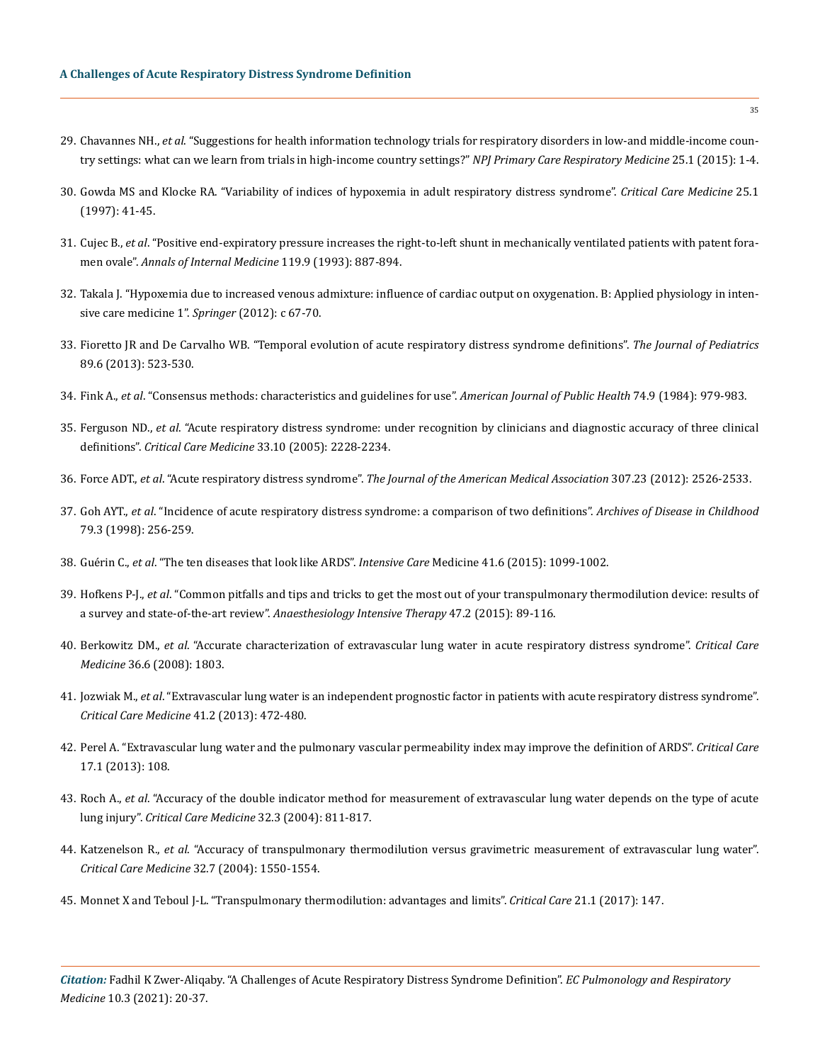29. Chavannes NH., *et al*. "Suggestions for health information technology trials for respiratory disorders in low-and middle-income country settings: what can we learn from trials in high-income country settings?" *NPJ Primary Care Respiratory Medicine* 25.1 (2015): 1-4.

30. Gowda MS and Klocke RA. "Variability of indices of hypoxemia in adult respiratory distress syndrome". *Critical Care Medicine* 25.1 (1997): 41-45.

31. Cujec B., *et al*. "Positive end-expiratory pressure increases the right-to-left shunt in mechanically ventilated patients with patent foramen ovale". *Annals of Internal Medicine* 119.9 (1993): 887-894.

32. Takala J. "Hypoxemia due to increased venous admixture: influence of cardiac output on oxygenation. B: Applied physiology in intensive care medicine 1". *Springer* (2012): c 67-70.

33. Fioretto JR and De Carvalho WB. "Temporal evolution of acute respiratory distress syndrome definitions". *The Journal of Pediatrics* 89.6 (2013): 523-530.

34. Fink A., *et al*. "Consensus methods: characteristics and guidelines for use". *American Journal of Public Health* 74.9 (1984): 979-983.

35. Ferguson ND., *et al*. "Acute respiratory distress syndrome: under recognition by clinicians and diagnostic accuracy of three clinical definitions". *Critical Care Medicine* 33.10 (2005): 2228-2234.

36. Force ADT., *et al*. "Acute respiratory distress syndrome". *The Journal of the American Medical Association* 307.23 (2012): 2526-2533.

37. Goh AYT., *et al*. "Incidence of acute respiratory distress syndrome: a comparison of two definitions". *Archives of Disease in Childhood* 79.3 (1998): 256-259.

38. Guérin C., *et al*. "The ten diseases that look like ARDS". *Intensive Care* Medicine 41.6 (2015): 1099-1002.

39. Hofkens P-J., *et al*. "Common pitfalls and tips and tricks to get the most out of your transpulmonary thermodilution device: results of a survey and state-of-the-art review". *Anaesthesiology Intensive Therapy* 47.2 (2015): 89-116.

40. Berkowitz DM., *et al*. "Accurate characterization of extravascular lung water in acute respiratory distress syndrome". *Critical Care Medicine* 36.6 (2008): 1803.

41. Jozwiak M., *et al*. "Extravascular lung water is an independent prognostic factor in patients with acute respiratory distress syndrome". *Critical Care Medicine* 41.2 (2013): 472-480.

42. Perel A. "Extravascular lung water and the pulmonary vascular permeability index may improve the definition of ARDS". *Critical Care* 17.1 (2013): 108.

43. Roch A., *et al*. "Accuracy of the double indicator method for measurement of extravascular lung water depends on the type of acute lung injury". *Critical Care Medicine* 32.3 (2004): 811-817.

44. Katzenelson R., *et al*. "Accuracy of transpulmonary thermodilution versus gravimetric measurement of extravascular lung water". *Critical Care Medicine* 32.7 (2004): 1550-1554.

45. Monnet X and Teboul J-L. "Transpulmonary thermodilution: advantages and limits". *Critical Care* 21.1 (2017): 147.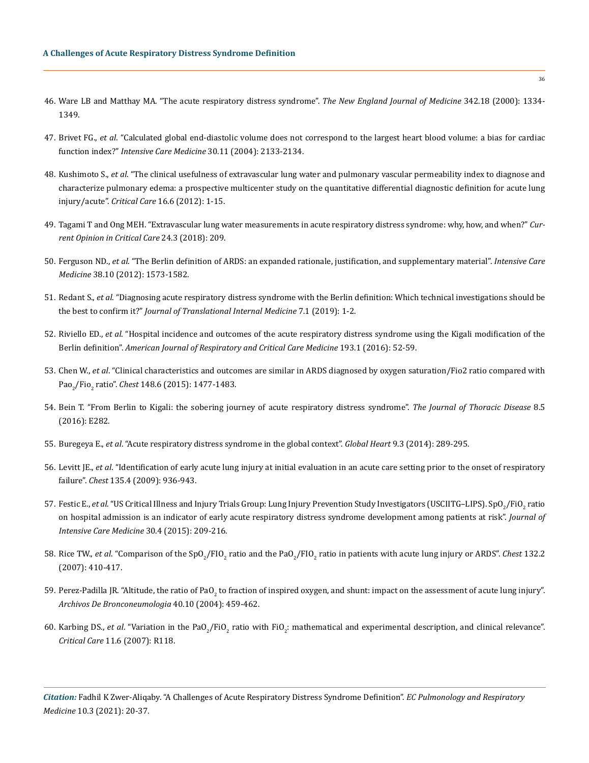46. Ware LB and Matthay MA. "The acute respiratory distress syndrome". *The New England Journal of Medicine* 342.18 (2000): 1334-1349.

47. Brivet FG., *et al*. "Calculated global end-diastolic volume does not correspond to the largest heart blood volume: a bias for cardiac function index?" *Intensive Care Medicine* 30.11 (2004): 2133-2134.

48. Kushimoto S., *et al*. "The clinical usefulness of extravascular lung water and pulmonary vascular permeability index to diagnose and characterize pulmonary edema: a prospective multicenter study on the quantitative differential diagnostic definition for acute lung injury/acute". *Critical Care* 16.6 (2012): 1-15.

49. Tagami T and Ong MEH. "Extravascular lung water measurements in acute respiratory distress syndrome: why, how, and when?" *Current Opinion in Critical Care* 24.3 (2018): 209.

50. Ferguson ND., *et al*. "The Berlin definition of ARDS: an expanded rationale, justification, and supplementary material". *Intensive Care Medicine* 38.10 (2012): 1573-1582.

51. Redant S., *et al*. "Diagnosing acute respiratory distress syndrome with the Berlin definition: Which technical investigations should be the best to confirm it?" *Journal of Translational Internal Medicine* 7.1 (2019): 1-2.

52. Riviello ED., *et al*. "Hospital incidence and outcomes of the acute respiratory distress syndrome using the Kigali modification of the Berlin definition". *American Journal of Respiratory and Critical Care Medicine* 193.1 (2016): 52-59.

53. Chen W., *et al*. "Clinical characteristics and outcomes are similar in ARDS diagnosed by oxygen saturation/Fio2 ratio compared with $Pao_2/Fio_2$ ratio". *Chest* 148.6 (2015): 1477-1483.

54. Bein T. "From Berlin to Kigali: the sobering journey of acute respiratory distress syndrome". *The Journal of Thoracic Disease* 8.5 (2016): E282.

55. Buregeya E., *et al*. "Acute respiratory distress syndrome in the global context". *Global Heart* 9.3 (2014): 289-295.

56. Levitt JE., *et al*. "Identification of early acute lung injury at initial evaluation in an acute care setting prior to the onset of respiratory failure". *Chest* 135.4 (2009): 936-943.

57. Festic E., *et al*. "US Critical Illness and Injury Trials Group: Lung Injury Prevention Study Investigators (USCIITG–LIPS). $SpO_2/FiO_2$ ratio on hospital admission is an indicator of early acute respiratory distress syndrome development among patients at risk". *Journal of Intensive Care Medicine* 30.4 (2015): 209-216.

58. Rice TW., *et al*. "Comparison of the $SpO_2/FIO_2$ ratio and the $PaO_2/FIO_2$ ratio in patients with acute lung injury or ARDS". *Chest* 132.2 (2007): 410-417.

59. Perez-Padilla JR. "Altitude, the ratio of $PaO_2$ to fraction of inspired oxygen, and shunt: impact on the assessment of acute lung injury". *Archivos De Bronconeumologia* 40.10 (2004): 459-462.

60. Karbing DS., *et al*. "Variation in the $PaO_2/FiO_2$ ratio with $FiO_2$: mathematical and experimental description, and clinical relevance". *Critical Care* 11.6 (2007): R118.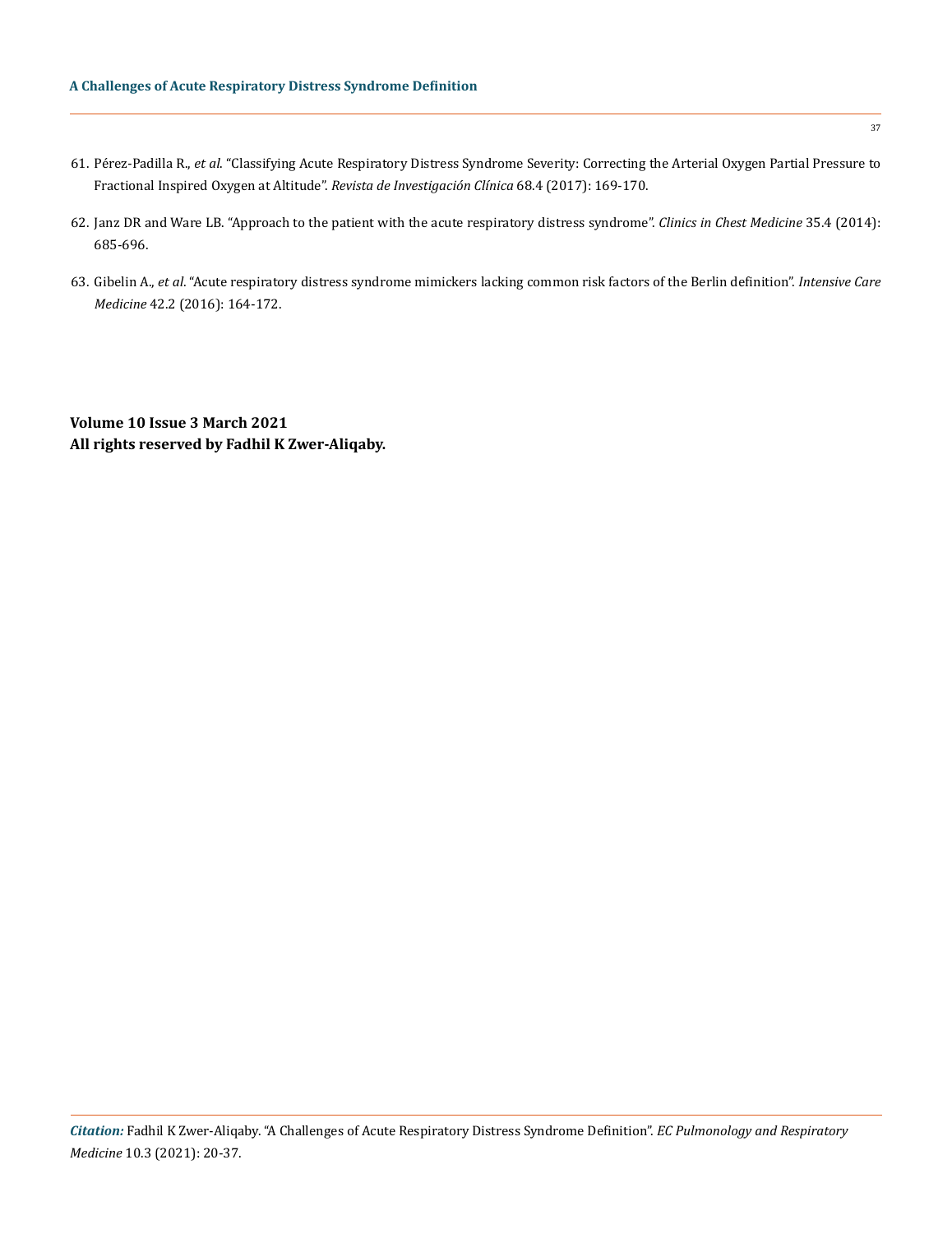61. Pérez-Padilla R., *et al*. "Classifying Acute Respiratory Distress Syndrome Severity: Correcting the Arterial Oxygen Partial Pressure to Fractional Inspired Oxygen at Altitude". *Revista de Investigación Clínica* 68.4 (2017): 169-170.
62. Janz DR and Ware LB. "Approach to the patient with the acute respiratory distress syndrome". *Clinics in Chest Medicine* 35.4 (2014): 685-696.
63. Gibelin A., *et al*. "Acute respiratory distress syndrome mimickers lacking common risk factors of the Berlin definition". *Intensive Care Medicine* 42.2 (2016): 164-172.

**Volume 10 Issue 3 March 2021**
**All rights reserved by Fadhil K Zwer-Aliqaby.**